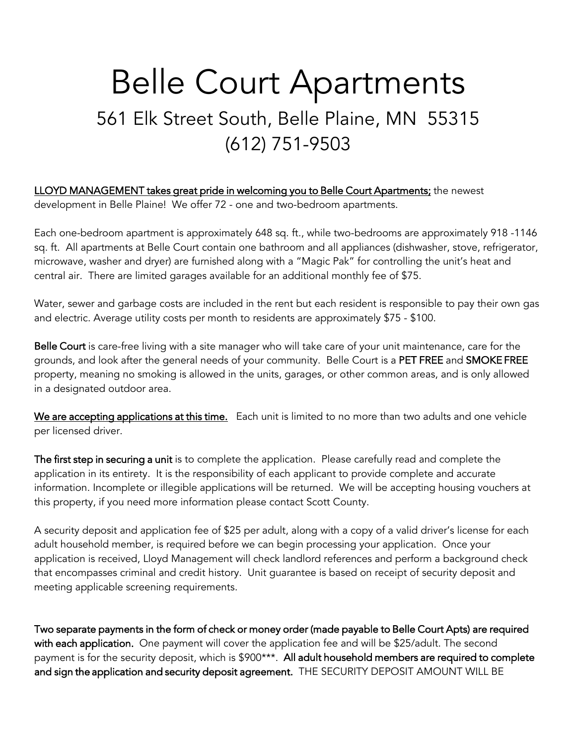# Belle Court Apartments

## 561 Elk Street South, Belle Plaine, MN 55315
## (612) 751-9503

<u>LLOYD MANAGEMENT takes great pride in welcoming you to Belle Court Apartments;</u> the newest development in Belle Plaine! We offer 72 - one and two-bedroom apartments.

Each one-bedroom apartment is approximately 648 sq. ft., while two-bedrooms are approximately 918 -1146 sq. ft. All apartments at Belle Court contain one bathroom and all appliances (dishwasher, stove, refrigerator, microwave, washer and dryer) are furnished along with a "Magic Pak" for controlling the unit's heat and central air. There are limited garages available for an additional monthly fee of $75.

Water, sewer and garbage costs are included in the rent but each resident is responsible to pay their own gas and electric. Average utility costs per month to residents are approximately $75 - $100.

**Belle Court** is care-free living with a site manager who will take care of your unit maintenance, care for the grounds, and look after the general needs of your community. Belle Court is a **PET FREE** and **SMOKE FREE** property, meaning no smoking is allowed in the units, garages, or other common areas, and is only allowed in a designated outdoor area.

**<u>We are accepting applications at this time.</u>** Each unit is limited to no more than two adults and one vehicle per licensed driver.

**The first step in securing a unit** is to complete the application. Please carefully read and complete the application in its entirety. It is the responsibility of each applicant to provide complete and accurate information. Incomplete or illegible applications will be returned. We will be accepting housing vouchers at this property, if you need more information please contact Scott County.

A security deposit and application fee of $25 per adult, along with a copy of a valid driver's license for each adult household member, is required before we can begin processing your application. Once your application is received, Lloyd Management will check landlord references and perform a background check that encompasses criminal and credit history. Unit guarantee is based on receipt of security deposit and meeting applicable screening requirements.

**Two separate payments in the form of check or money order (made payable to Belle Court Apts) are required with each application.** One payment will cover the application fee and will be $25/adult. The second payment is for the security deposit, which is $900***. **All adult household members are required to complete and sign the application and security deposit agreement.** THE SECURITY DEPOSIT AMOUNT WILL BE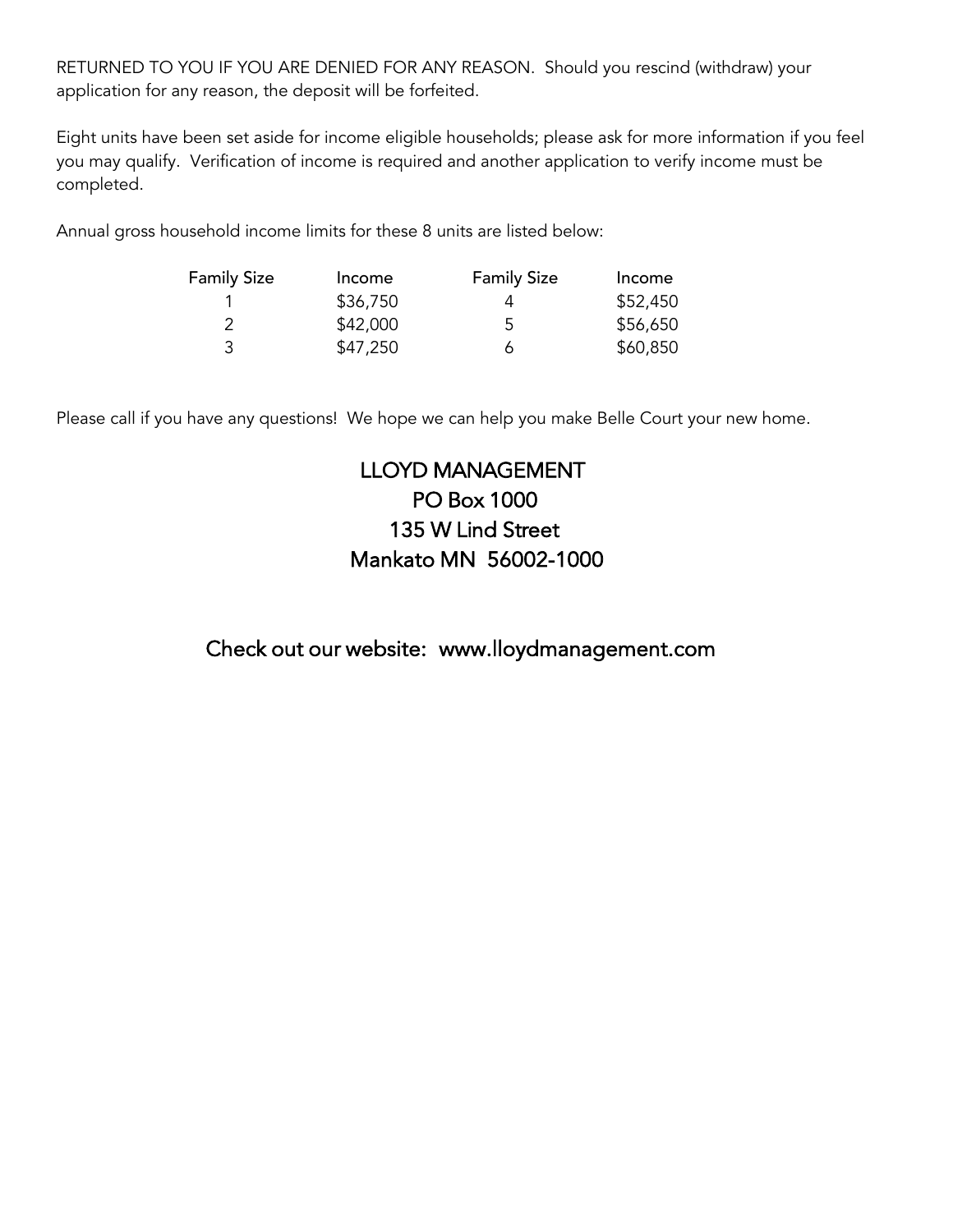RETURNED TO YOU IF YOU ARE DENIED FOR ANY REASON. Should you rescind (withdraw) your application for any reason, the deposit will be forfeited.

Eight units have been set aside for income eligible households; please ask for more information if you feel you may qualify. Verification of income is required and another application to verify income must be completed.

Annual gross household income limits for these 8 units are listed below:

| Family Size | Income | Family Size | Income |
|---|---|---|---|
| 1 | $36,750 | 4 | $52,450 |
| 2 | $42,000 | 5 | $56,650 |
| 3 | $47,250 | 6 | $60,850 |

Please call if you have any questions! We hope we can help you make Belle Court your new home.

**LLOYD MANAGEMENT**
**PO Box 1000**
**135 W Lind Street**
**Mankato MN 56002-1000**

**Check out our website: www.lloydmanagement.com**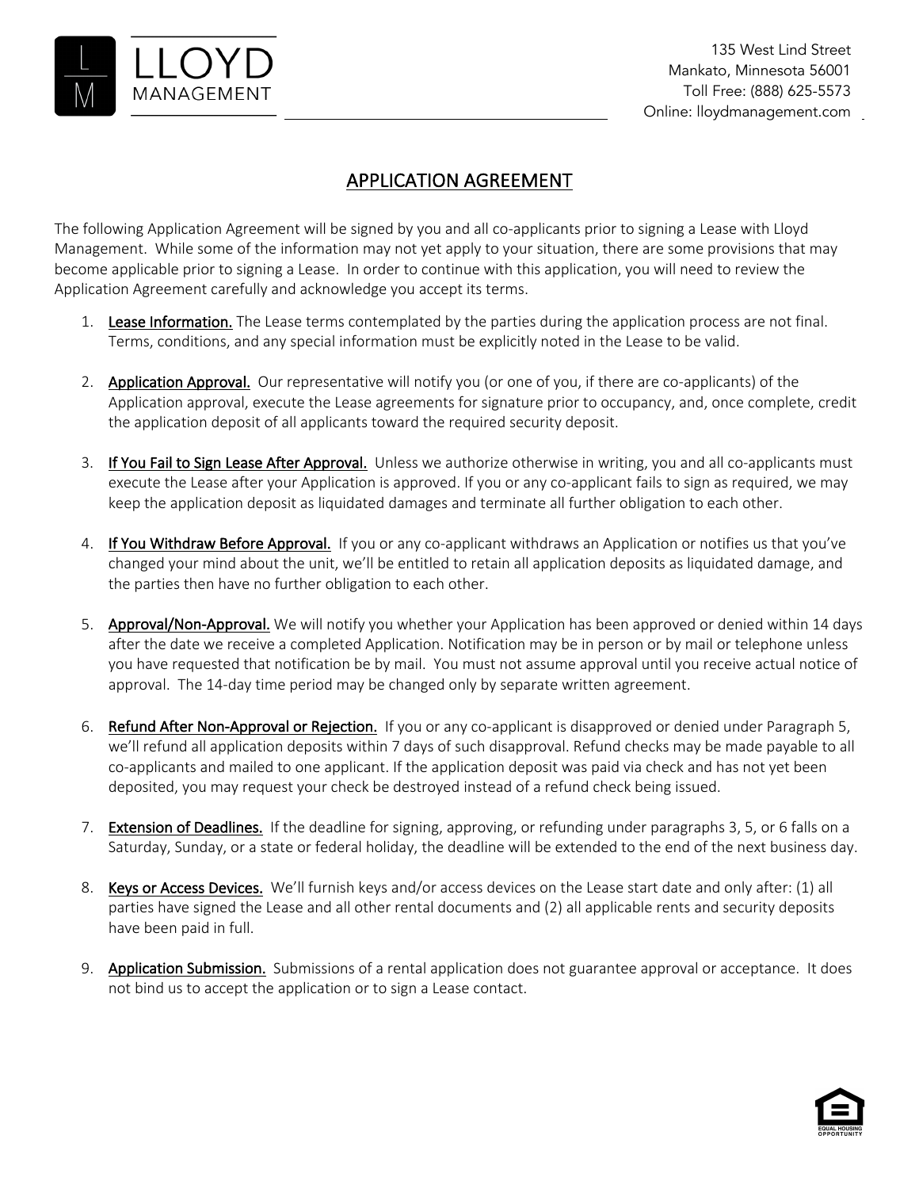LLOYD MANAGEMENT

135 West Lind Street
Mankato, Minnesota 56001
Toll Free: (888) 625-5573
Online: lloydmanagement.com

# APPLICATION AGREEMENT

The following Application Agreement will be signed by you and all co-applicants prior to signing a Lease with Lloyd Management. While some of the information may not yet apply to your situation, there are some provisions that may become applicable prior to signing a Lease. In order to continue with this application, you will need to review the Application Agreement carefully and acknowledge you accept its terms.

1. **Lease Information.** The Lease terms contemplated by the parties during the application process are not final. Terms, conditions, and any special information must be explicitly noted in the Lease to be valid.

2. **Application Approval.** Our representative will notify you (or one of you, if there are co-applicants) of the Application approval, execute the Lease agreements for signature prior to occupancy, and, once complete, credit the application deposit of all applicants toward the required security deposit.

3. **If You Fail to Sign Lease After Approval.** Unless we authorize otherwise in writing, you and all co-applicants must execute the Lease after your Application is approved. If you or any co-applicant fails to sign as required, we may keep the application deposit as liquidated damages and terminate all further obligation to each other.

4. **If You Withdraw Before Approval.** If you or any co-applicant withdraws an Application or notifies us that you've changed your mind about the unit, we'll be entitled to retain all application deposits as liquidated damage, and the parties then have no further obligation to each other.

5. **Approval/Non-Approval.** We will notify you whether your Application has been approved or denied within 14 days after the date we receive a completed Application. Notification may be in person or by mail or telephone unless you have requested that notification be by mail. You must not assume approval until you receive actual notice of approval. The 14-day time period may be changed only by separate written agreement.

6. **Refund After Non-Approval or Rejection.** If you or any co-applicant is disapproved or denied under Paragraph 5, we'll refund all application deposits within 7 days of such disapproval. Refund checks may be made payable to all co-applicants and mailed to one applicant. If the application deposit was paid via check and has not yet been deposited, you may request your check be destroyed instead of a refund check being issued.

7. **Extension of Deadlines.** If the deadline for signing, approving, or refunding under paragraphs 3, 5, or 6 falls on a Saturday, Sunday, or a state or federal holiday, the deadline will be extended to the end of the next business day.

8. **Keys or Access Devices.** We'll furnish keys and/or access devices on the Lease start date and only after: (1) all parties have signed the Lease and all other rental documents and (2) all applicable rents and security deposits have been paid in full.

9. **Application Submission.** Submissions of a rental application does not guarantee approval or acceptance. It does not bind us to accept the application or to sign a Lease contact.

EQUAL HOUSING OPPORTUNITY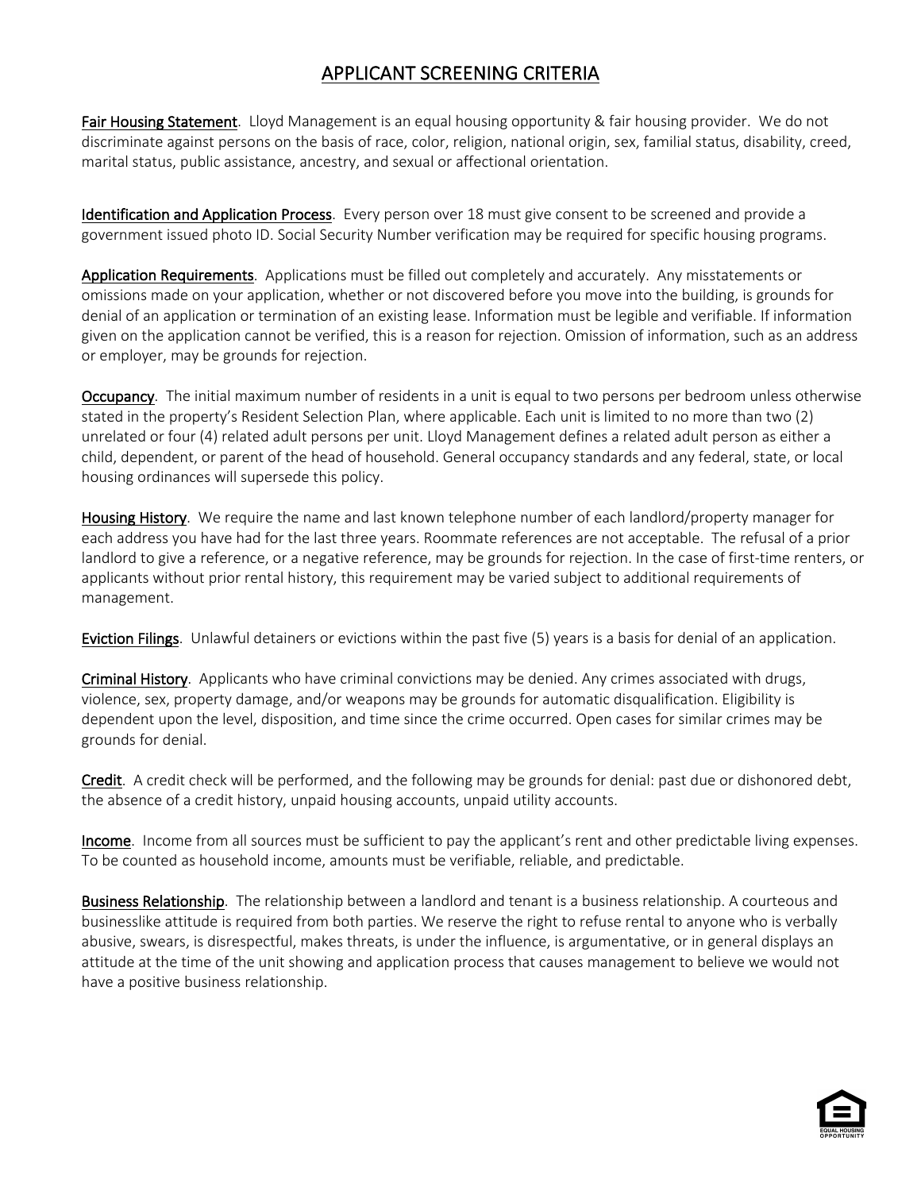# APPLICANT SCREENING CRITERIA

**Fair Housing Statement**. Lloyd Management is an equal housing opportunity & fair housing provider. We do not discriminate against persons on the basis of race, color, religion, national origin, sex, familial status, disability, creed, marital status, public assistance, ancestry, and sexual or affectional orientation.

**Identification and Application Process**. Every person over 18 must give consent to be screened and provide a government issued photo ID. Social Security Number verification may be required for specific housing programs.

**Application Requirements**. Applications must be filled out completely and accurately. Any misstatements or omissions made on your application, whether or not discovered before you move into the building, is grounds for denial of an application or termination of an existing lease. Information must be legible and verifiable. If information given on the application cannot be verified, this is a reason for rejection. Omission of information, such as an address or employer, may be grounds for rejection.

**Occupancy**. The initial maximum number of residents in a unit is equal to two persons per bedroom unless otherwise stated in the property's Resident Selection Plan, where applicable. Each unit is limited to no more than two (2) unrelated or four (4) related adult persons per unit. Lloyd Management defines a related adult person as either a child, dependent, or parent of the head of household. General occupancy standards and any federal, state, or local housing ordinances will supersede this policy.

**Housing History**. We require the name and last known telephone number of each landlord/property manager for each address you have had for the last three years. Roommate references are not acceptable. The refusal of a prior landlord to give a reference, or a negative reference, may be grounds for rejection. In the case of first-time renters, or applicants without prior rental history, this requirement may be varied subject to additional requirements of management.

**Eviction Filings**. Unlawful detainers or evictions within the past five (5) years is a basis for denial of an application.

**Criminal History**. Applicants who have criminal convictions may be denied. Any crimes associated with drugs, violence, sex, property damage, and/or weapons may be grounds for automatic disqualification. Eligibility is dependent upon the level, disposition, and time since the crime occurred. Open cases for similar crimes may be grounds for denial.

**Credit**. A credit check will be performed, and the following may be grounds for denial: past due or dishonored debt, the absence of a credit history, unpaid housing accounts, unpaid utility accounts.

**Income**. Income from all sources must be sufficient to pay the applicant's rent and other predictable living expenses. To be counted as household income, amounts must be verifiable, reliable, and predictable.

**Business Relationship**. The relationship between a landlord and tenant is a business relationship. A courteous and businesslike attitude is required from both parties. We reserve the right to refuse rental to anyone who is verbally abusive, swears, is disrespectful, makes threats, is under the influence, is argumentative, or in general displays an attitude at the time of the unit showing and application process that causes management to believe we would not have a positive business relationship.

EQUAL HOUSING OPPORTUNITY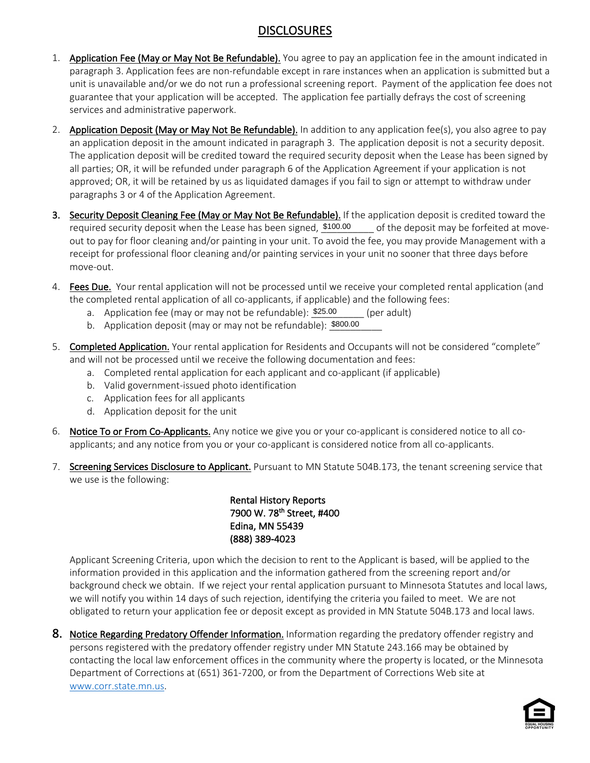# DISCLOSURES

1. Application Fee (May or May Not Be Refundable). You agree to pay an application fee in the amount indicated in paragraph 3. Application fees are non-refundable except in rare instances when an application is submitted but a unit is unavailable and/or we do not run a professional screening report. Payment of the application fee does not guarantee that your application will be accepted. The application fee partially defrays the cost of screening services and administrative paperwork.

2. Application Deposit (May or May Not Be Refundable). In addition to any application fee(s), you also agree to pay an application deposit in the amount indicated in paragraph 3. The application deposit is not a security deposit. The application deposit will be credited toward the required security deposit when the Lease has been signed by all parties; OR, it will be refunded under paragraph 6 of the Application Agreement if your application is not approved; OR, it will be retained by us as liquidated damages if you fail to sign or attempt to withdraw under paragraphs 3 or 4 of the Application Agreement.

3. Security Deposit Cleaning Fee (May or May Not Be Refundable). If the application deposit is credited toward the required security deposit when the Lease has been signed, $100.00 of the deposit may be forfeited at move-out to pay for floor cleaning and/or painting in your unit. To avoid the fee, you may provide Management with a receipt for professional floor cleaning and/or painting services in your unit no sooner that three days before move-out.

4. Fees Due. Your rental application will not be processed until we receive your completed rental application (and the completed rental application of all co-applicants, if applicable) and the following fees:
   a. Application fee (may or may not be refundable): $25.00 (per adult)
   b. Application deposit (may or may not be refundable): $800.00

5. Completed Application. Your rental application for Residents and Occupants will not be considered "complete" and will not be processed until we receive the following documentation and fees:
   a. Completed rental application for each applicant and co-applicant (if applicable)
   b. Valid government-issued photo identification
   c. Application fees for all applicants
   d. Application deposit for the unit

6. Notice To or From Co-Applicants. Any notice we give you or your co-applicant is considered notice to all co-applicants; and any notice from you or your co-applicant is considered notice from all co-applicants.

7. Screening Services Disclosure to Applicant. Pursuant to MN Statute 504B.173, the tenant screening service that we use is the following:

   Rental History Reports
   7900 W. 78th Street, #400
   Edina, MN 55439
   (888) 389-4023

   Applicant Screening Criteria, upon which the decision to rent to the Applicant is based, will be applied to the information provided in this application and the information gathered from the screening report and/or background check we obtain. If we reject your rental application pursuant to Minnesota Statutes and local laws, we will notify you within 14 days of such rejection, identifying the criteria you failed to meet. We are not obligated to return your application fee or deposit except as provided in MN Statute 504B.173 and local laws.

8. Notice Regarding Predatory Offender Information. Information regarding the predatory offender registry and persons registered with the predatory offender registry under MN Statute 243.166 may be obtained by contacting the local law enforcement offices in the community where the property is located, or the Minnesota Department of Corrections at (651) 361-7200, or from the Department of Corrections Web site at www.corr.state.mn.us.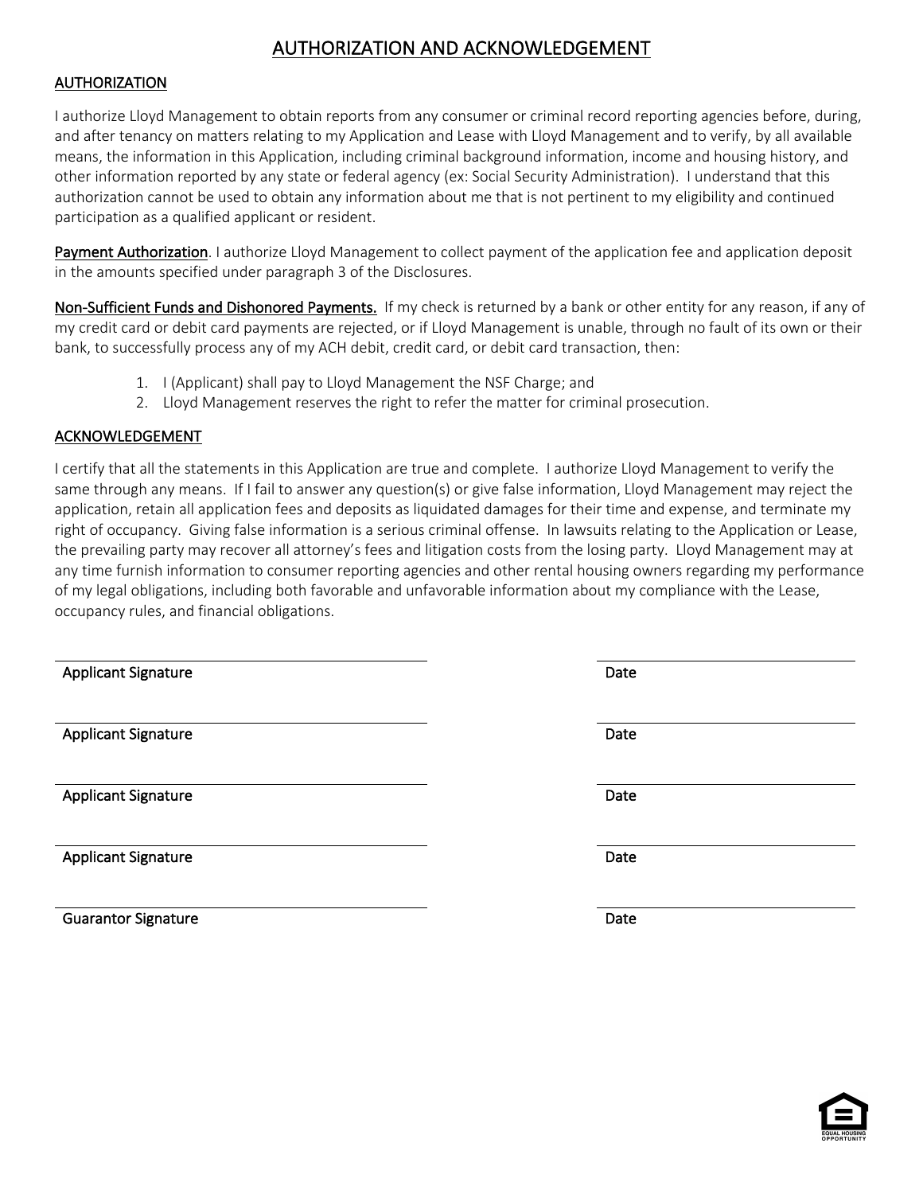# AUTHORIZATION AND ACKNOWLEDGEMENT

## AUTHORIZATION

I authorize Lloyd Management to obtain reports from any consumer or criminal record reporting agencies before, during, and after tenancy on matters relating to my Application and Lease with Lloyd Management and to verify, by all available means, the information in this Application, including criminal background information, income and housing history, and other information reported by any state or federal agency (ex: Social Security Administration). I understand that this authorization cannot be used to obtain any information about me that is not pertinent to my eligibility and continued participation as a qualified applicant or resident.

**Payment Authorization**. I authorize Lloyd Management to collect payment of the application fee and application deposit in the amounts specified under paragraph 3 of the Disclosures.

**Non-Sufficient Funds and Dishonored Payments.** If my check is returned by a bank or other entity for any reason, if any of my credit card or debit card payments are rejected, or if Lloyd Management is unable, through no fault of its own or their bank, to successfully process any of my ACH debit, credit card, or debit card transaction, then:

1. I (Applicant) shall pay to Lloyd Management the NSF Charge; and
2. Lloyd Management reserves the right to refer the matter for criminal prosecution.

## ACKNOWLEDGEMENT

I certify that all the statements in this Application are true and complete. I authorize Lloyd Management to verify the same through any means. If I fail to answer any question(s) or give false information, Lloyd Management may reject the application, retain all application fees and deposits as liquidated damages for their time and expense, and terminate my right of occupancy. Giving false information is a serious criminal offense. In lawsuits relating to the Application or Lease, the prevailing party may recover all attorney's fees and litigation costs from the losing party. Lloyd Management may at any time furnish information to consumer reporting agencies and other rental housing owners regarding my performance of my legal obligations, including both favorable and unfavorable information about my compliance with the Lease, occupancy rules, and financial obligations.

______________________________ ______________
Applicant Signature Date

______________________________ ______________
Applicant Signature Date

______________________________ ______________
Applicant Signature Date

______________________________ ______________
Applicant Signature Date

______________________________ ______________
Guarantor Signature Date

EQUAL HOUSING OPPORTUNITY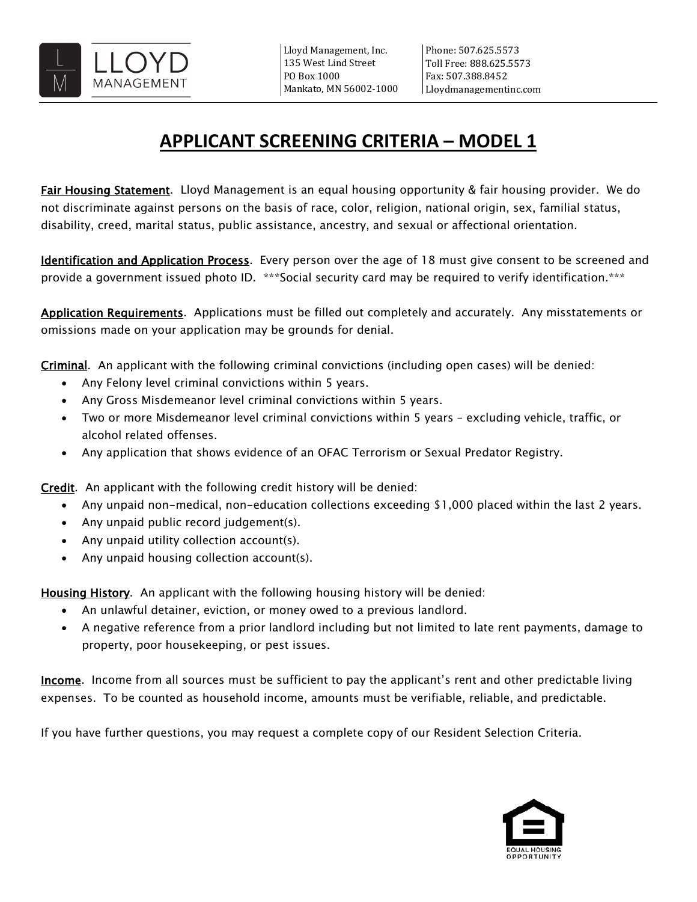Lloyd Management, Inc.
135 West Lind Street
PO Box 1000
Mankato, MN 56002-1000

Phone: 507.625.5573
Toll Free: 888.625.5573
Fax: 507.388.8452
Lloydmanagementinc.com

# APPLICANT SCREENING CRITERIA – MODEL 1

**Fair Housing Statement**. Lloyd Management is an equal housing opportunity & fair housing provider. We do not discriminate against persons on the basis of race, color, religion, national origin, sex, familial status, disability, creed, marital status, public assistance, ancestry, and sexual or affectional orientation.

**Identification and Application Process**. Every person over the age of 18 must give consent to be screened and provide a government issued photo ID. ***Social security card may be required to verify identification.***

**Application Requirements**. Applications must be filled out completely and accurately. Any misstatements or omissions made on your application may be grounds for denial.

**Criminal**. An applicant with the following criminal convictions (including open cases) will be denied:

- Any Felony level criminal convictions within 5 years.
- Any Gross Misdemeanor level criminal convictions within 5 years.
- Two or more Misdemeanor level criminal convictions within 5 years – excluding vehicle, traffic, or alcohol related offenses.
- Any application that shows evidence of an OFAC Terrorism or Sexual Predator Registry.

**Credit**. An applicant with the following credit history will be denied:

- Any unpaid non-medical, non-education collections exceeding $1,000 placed within the last 2 years.
- Any unpaid public record judgement(s).
- Any unpaid utility collection account(s).
- Any unpaid housing collection account(s).

**Housing History**. An applicant with the following housing history will be denied:

- An unlawful detainer, eviction, or money owed to a previous landlord.
- A negative reference from a prior landlord including but not limited to late rent payments, damage to property, poor housekeeping, or pest issues.

**Income**. Income from all sources must be sufficient to pay the applicant's rent and other predictable living expenses. To be counted as household income, amounts must be verifiable, reliable, and predictable.

If you have further questions, you may request a complete copy of our Resident Selection Criteria.

EQUAL HOUSING OPPORTUNITY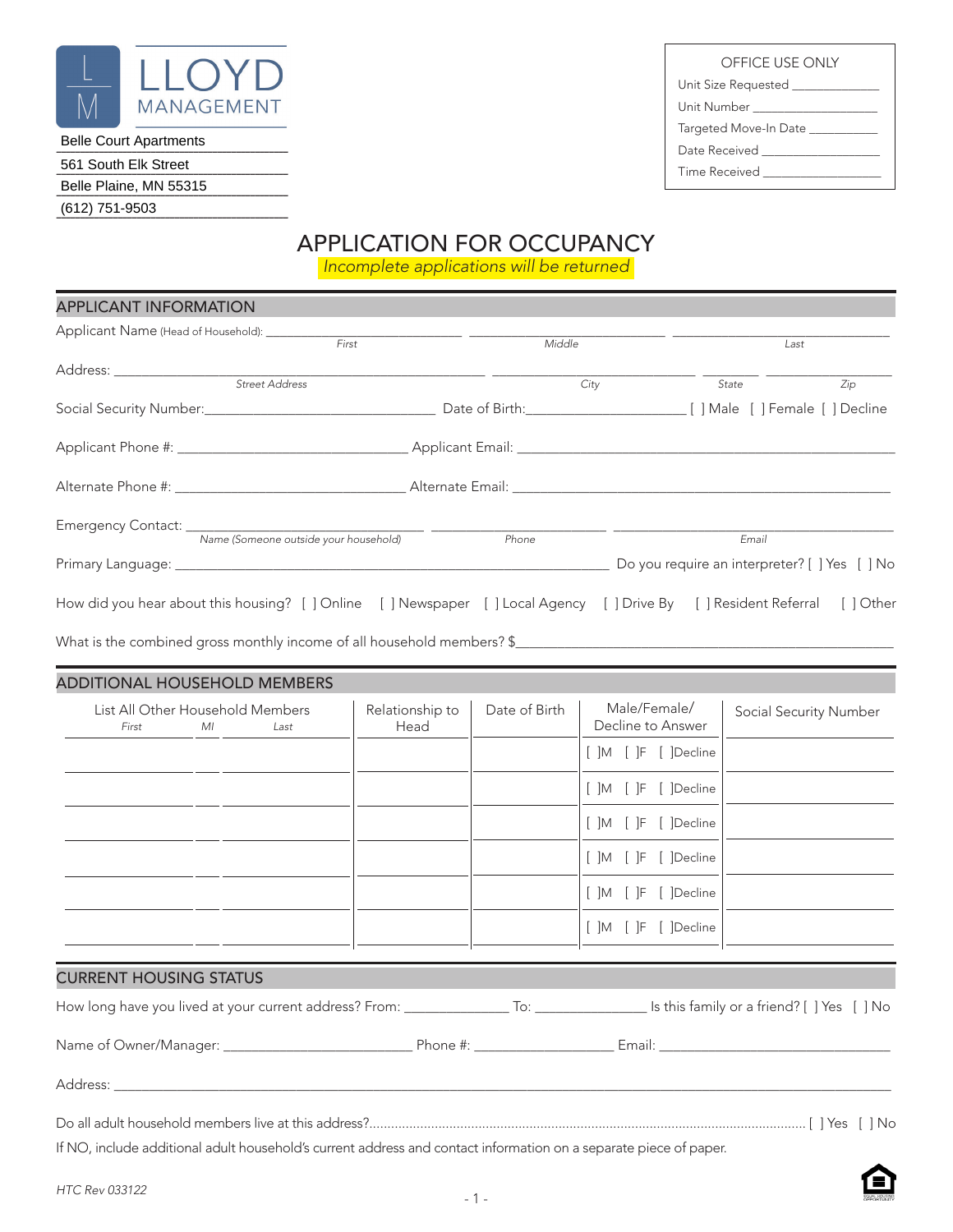LLOYD MANAGEMENT

Belle Court Apartments
561 South Elk Street
Belle Plaine, MN 55315
(612) 751-9503

| OFFICE USE ONLY |
|---|
| Unit Size Requested ____________ |
| Unit Number ________________ |
| Targeted Move-In Date _________ |
| Date Received _______________ |
| Time Received _______________ |

# APPLICATION FOR OCCUPANCY

*Incomplete applications will be returned*

## APPLICANT INFORMATION

Applicant Name (Head of Household): ______________________ ______________________ ______________________
First | Middle | Last

Address: ________________________________________ ______________________ ________ ____________
Street Address | City | State | Zip

Social Security Number: ______________________ Date of Birth: __________________ [ ] Male [ ] Female [ ] Decline

Applicant Phone #: ______________________ Applicant Email: ________________________________________

Alternate Phone #: ______________________ Alternate Email: ________________________________________

Emergency Contact: ______________________ ________________ ______________________
Name (Someone outside your household) | Phone | Email

Primary Language: ________________________________________ Do you require an interpreter? [ ] Yes [ ] No

How did you hear about this housing? [ ] Online [ ] Newspaper [ ] Local Agency [ ] Drive By [ ] Resident Referral [ ] Other

What is the combined gross monthly income of all household members? $________________________________________

## ADDITIONAL HOUSEHOLD MEMBERS

| List All Other Household Members (First / MI / Last) | Relationship to Head | Date of Birth | Male/Female/ Decline to Answer | Social Security Number |
|---|---|---|---|---|
| | | | [ ]M [ ]F [ ]Decline | |
| | | | [ ]M [ ]F [ ]Decline | |
| | | | [ ]M [ ]F [ ]Decline | |
| | | | [ ]M [ ]F [ ]Decline | |
| | | | [ ]M [ ]F [ ]Decline | |
| | | | [ ]M [ ]F [ ]Decline | |

## CURRENT HOUSING STATUS

How long have you lived at your current address? From: ____________ To: ____________ Is this family or a friend? [ ] Yes [ ] No

Name of Owner/Manager: ______________________ Phone #: ________________ Email: ______________________

Address: ________________________________________________________________________________

Do all adult household members live at this address?........................................................................ [ ] Yes [ ] No

If NO, include additional adult household's current address and contact information on a separate piece of paper.

HTC Rev 033122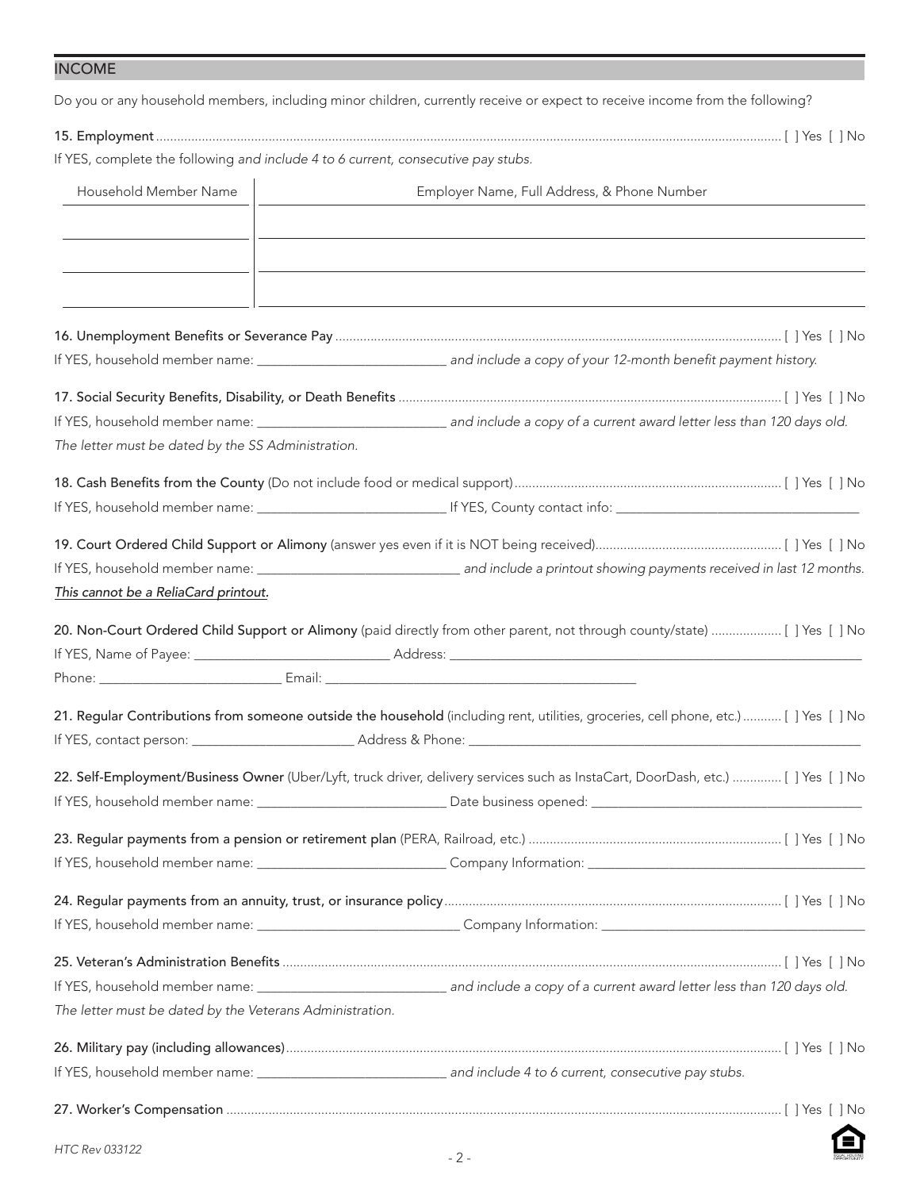## INCOME

Do you or any household members, including minor children, currently receive or expect to receive income from the following?

**15. Employment** ........................................................................................................................................................................ [ ] Yes [ ] No

If YES, complete the following *and include 4 to 6 current, consecutive pay stubs.*

| Household Member Name | Employer Name, Full Address, & Phone Number |
|---|---|
| | |
| | |
| | |

**16. Unemployment Benefits or Severance Pay** ..................................................................................................................... [ ] Yes [ ] No

If YES, household member name: ____________________________ *and include a copy of your 12-month benefit payment history.*

**17. Social Security Benefits, Disability, or Death Benefits** ...................................................................................................... [ ] Yes [ ] No

If YES, household member name: ____________________________ *and include a copy of a current award letter less than 120 days old. The letter must be dated by the SS Administration.*

**18. Cash Benefits from the County** (Do not include food or medical support) .......................................................................... [ ] Yes [ ] No

If YES, household member name: ____________________________ If YES, County contact info: ____________________________________

**19. Court Ordered Child Support or Alimony** (answer yes even if it is NOT being received) .................................................... [ ] Yes [ ] No

If YES, household member name: ______________________________ *and include a printout showing payments received in last 12 months.*

*<u>This cannot be a ReliaCard printout.</u>*

**20. Non-Court Ordered Child Support or Alimony** (paid directly from other parent, not through county/state) .................... [ ] Yes [ ] No

If YES, Name of Payee: ____________________________ Address: ______________________________________________________________

Phone: __________________________ Email: ______________________________________________

**21. Regular Contributions from someone outside the household** (including rent, utilities, groceries, cell phone, etc.) ........... [ ] Yes [ ] No

If YES, contact person: ________________________ Address & Phone: ____________________________________________________________

**22. Self-Employment/Business Owner** (Uber/Lyft, truck driver, delivery services such as InstaCart, DoorDash, etc.) .............. [ ] Yes [ ] No

If YES, household member name: ____________________________ Date business opened: ________________________________________

**23. Regular payments from a pension or retirement plan** (PERA, Railroad, etc.) ........................................................................ [ ] Yes [ ] No

If YES, household member name: ____________________________ Company Information: ________________________________________

**24. Regular payments from an annuity, trust, or insurance policy** ............................................................................................... [ ] Yes [ ] No

If YES, household member name: ______________________________ Company Information: ______________________________________

**25. Veteran's Administration Benefits** ........................................................................................................................................... [ ] Yes [ ] No

If YES, household member name: ____________________________ *and include a copy of a current award letter less than 120 days old. The letter must be dated by the Veterans Administration.*

**26. Military pay (including allowances)** ........................................................................................................................................ [ ] Yes [ ] No

If YES, household member name: ____________________________ *and include 4 to 6 current, consecutive pay stubs.*

**27. Worker's Compensation** .......................................................................................................................................................... [ ] Yes [ ] No

*HTC Rev 033122*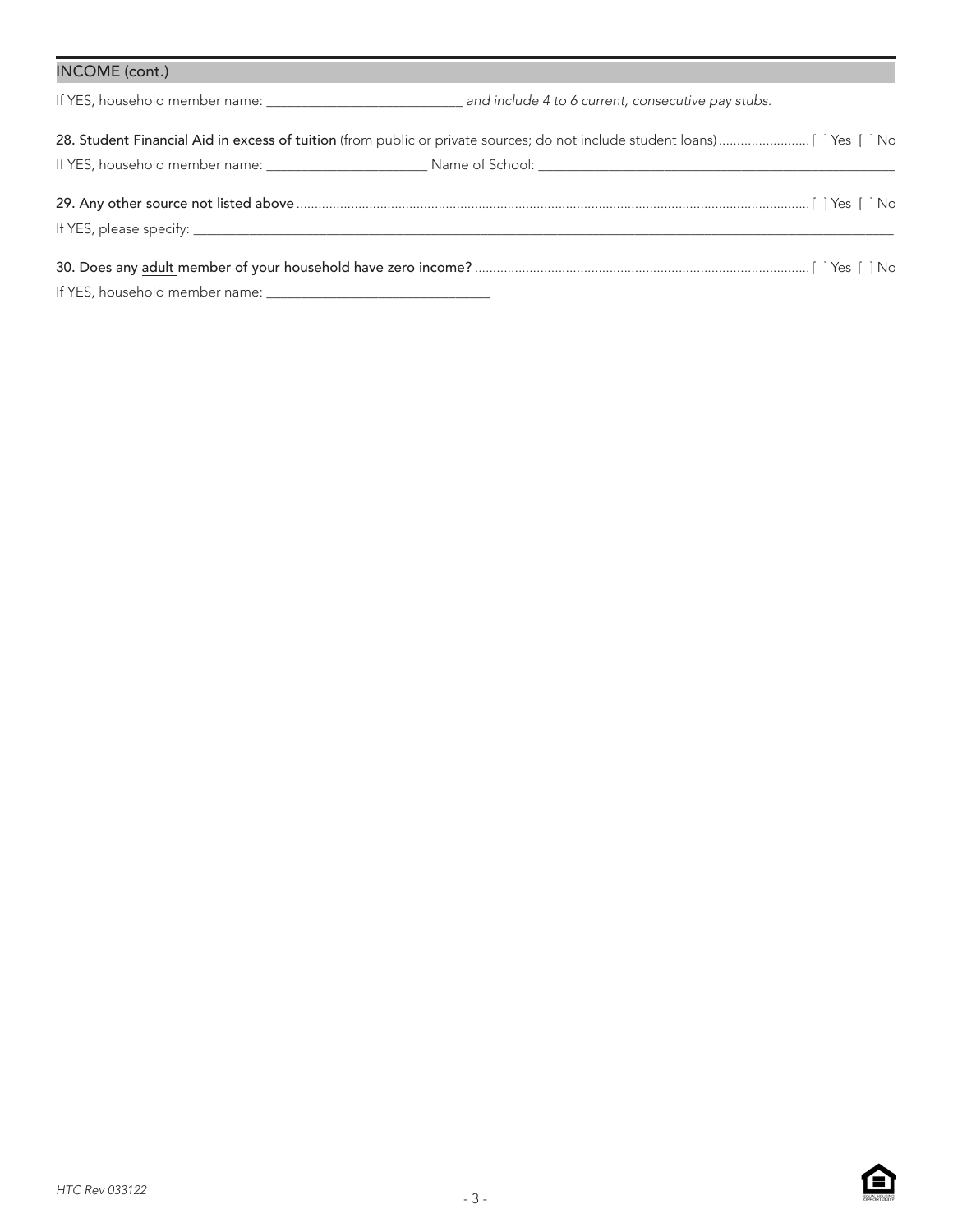## INCOME (cont.)

If YES, household member name: ____________________________ *and include 4 to 6 current, consecutive pay stubs.*

**28. Student Financial Aid in excess of tuition** (from public or private sources; do not include student loans) ......................... [ ] Yes [ ] No

If YES, household member name: _______________________ Name of School: ____________________________________________________

**29. Any other source not listed above** ............................................................................................................................................ [ ] Yes [ ] No

If YES, please specify: ________________________________________________________________________________________________________

**30. Does any adult member of your household have zero income?** ........................................................................................... [ ] Yes [ ] No

If YES, household member name: ________________________________

*HTC Rev 033122*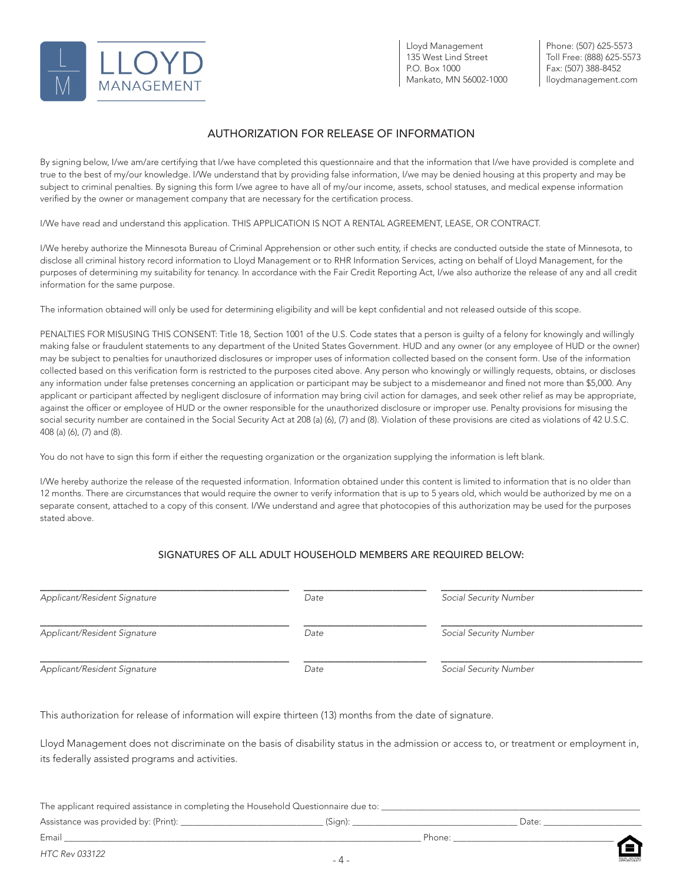LLOYD MANAGEMENT

Lloyd Management
135 West Lind Street
P.O. Box 1000
Mankato, MN 56002-1000

Phone: (507) 625-5573
Toll Free: (888) 625-5573
Fax: (507) 388-8452
lloydmanagement.com

## AUTHORIZATION FOR RELEASE OF INFORMATION

By signing below, I/we am/are certifying that I/we have completed this questionnaire and that the information that I/we have provided is complete and true to the best of my/our knowledge. I/We understand that by providing false information, I/we may be denied housing at this property and may be subject to criminal penalties. By signing this form I/we agree to have all of my/our income, assets, school statuses, and medical expense information verified by the owner or management company that are necessary for the certification process.

I/We have read and understand this application. THIS APPLICATION IS NOT A RENTAL AGREEMENT, LEASE, OR CONTRACT.

I/We hereby authorize the Minnesota Bureau of Criminal Apprehension or other such entity, if checks are conducted outside the state of Minnesota, to disclose all criminal history record information to Lloyd Management or to RHR Information Services, acting on behalf of Lloyd Management, for the purposes of determining my suitability for tenancy. In accordance with the Fair Credit Reporting Act, I/we also authorize the release of any and all credit information for the same purpose.

The information obtained will only be used for determining eligibility and will be kept confidential and not released outside of this scope.

PENALTIES FOR MISUSING THIS CONSENT: Title 18, Section 1001 of the U.S. Code states that a person is guilty of a felony for knowingly and willingly making false or fraudulent statements to any department of the United States Government. HUD and any owner (or any employee of HUD or the owner) may be subject to penalties for unauthorized disclosures or improper uses of information collected based on the consent form. Use of the information collected based on this verification form is restricted to the purposes cited above. Any person who knowingly or willingly requests, obtains, or discloses any information under false pretenses concerning an application or participant may be subject to a misdemeanor and fined not more than $5,000. Any applicant or participant affected by negligent disclosure of information may bring civil action for damages, and seek other relief as may be appropriate, against the officer or employee of HUD or the owner responsible for the unauthorized disclosure or improper use. Penalty provisions for misusing the social security number are contained in the Social Security Act at 208 (a) (6), (7) and (8). Violation of these provisions are cited as violations of 42 U.S.C. 408 (a) (6), (7) and (8).

You do not have to sign this form if either the requesting organization or the organization supplying the information is left blank.

I/We hereby authorize the release of the requested information. Information obtained under this content is limited to information that is no older than 12 months. There are circumstances that would require the owner to verify information that is up to 5 years old, which would be authorized by me on a separate consent, attached to a copy of this consent. I/We understand and agree that photocopies of this authorization may be used for the purposes stated above.

### SIGNATURES OF ALL ADULT HOUSEHOLD MEMBERS ARE REQUIRED BELOW:

| *Applicant/Resident Signature* | *Date* | *Social Security Number* |
|---|---|---|
| | | |
| | | |
| | | |

This authorization for release of information will expire thirteen (13) months from the date of signature.

Lloyd Management does not discriminate on the basis of disability status in the admission or access to, or treatment or employment in, its federally assisted programs and activities.

The applicant required assistance in completing the Household Questionnaire due to: ______________________________

Assistance was provided by: (Print): ______________________ (Sign): ______________________ Date: ______________

Email ______________________________________________ Phone: ______________________

*HTC Rev 033122*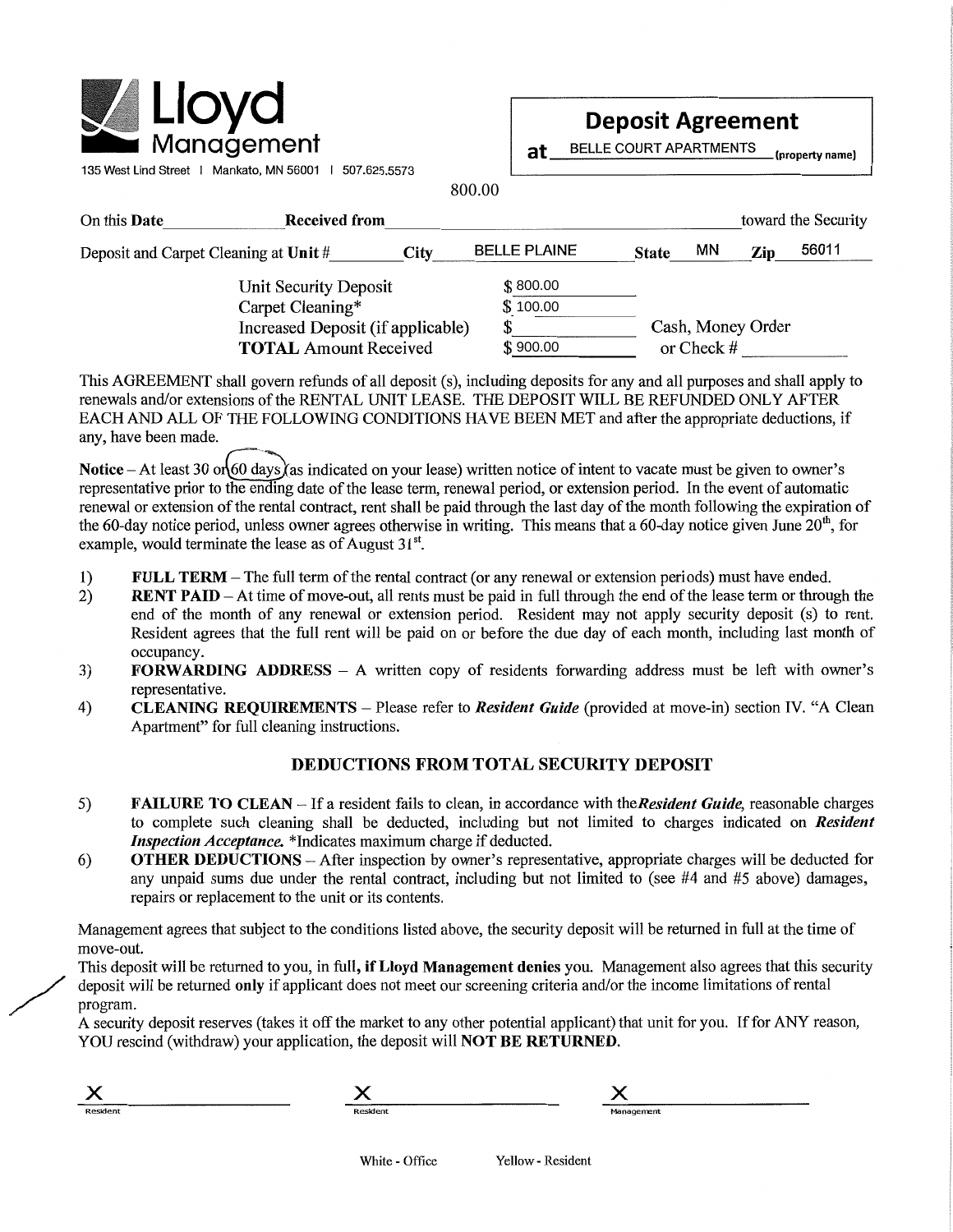**Lloyd Management**

135 West Lind Street | Mankato, MN 56001 | 507.625.5573

# Deposit Agreement

**at** BELLE COURT APARTMENTS (property name)

800.00

On this **Date** ______ **Received from** ______ toward the Security Deposit and Carpet Cleaning at **Unit #** ______ **City** BELLE PLAINE **State** MN **Zip** 56011

| | | |
|---|---|---|
| Unit Security Deposit | $ 800.00 | |
| Carpet Cleaning* | $ 100.00 | |
| Increased Deposit (if applicable) | $ | Cash, Money Order |
| **TOTAL** Amount Received | $ 900.00 | or Check # ______ |

This AGREEMENT shall govern refunds of all deposit (s), including deposits for any and all purposes and shall apply to renewals and/or extensions of the RENTAL UNIT LEASE. THE DEPOSIT WILL BE REFUNDED ONLY AFTER EACH AND ALL OF THE FOLLOWING CONDITIONS HAVE BEEN MET and after the appropriate deductions, if any, have been made.

**Notice** – At least 30 or 60 days (as indicated on your lease) written notice of intent to vacate must be given to owner's representative prior to the ending date of the lease term, renewal period, or extension period. In the event of automatic renewal or extension of the rental contract, rent shall be paid through the last day of the month following the expiration of the 60-day notice period, unless owner agrees otherwise in writing. This means that a 60-day notice given June 20th, for example, would terminate the lease as of August 31st.

1) **FULL TERM** – The full term of the rental contract (or any renewal or extension periods) must have ended.
2) **RENT PAID** – At time of move-out, all rents must be paid in full through the end of the lease term or through the end of the month of any renewal or extension period. Resident may not apply security deposit (s) to rent. Resident agrees that the full rent will be paid on or before the due day of each month, including last month of occupancy.
3) **FORWARDING ADDRESS** – A written copy of residents forwarding address must be left with owner's representative.
4) **CLEANING REQUIREMENTS** – Please refer to ***Resident Guide*** (provided at move-in) section IV. "A Clean Apartment" for full cleaning instructions.

### DEDUCTIONS FROM TOTAL SECURITY DEPOSIT

5) **FAILURE TO CLEAN** – If a resident fails to clean, in accordance with the ***Resident Guide***, reasonable charges to complete such cleaning shall be deducted, including but not limited to charges indicated on ***Resident Inspection Acceptance.*** *Indicates maximum charge if deducted.
6) **OTHER DEDUCTIONS** – After inspection by owner's representative, appropriate charges will be deducted for any unpaid sums due under the rental contract, including but not limited to (see #4 and #5 above) damages, repairs or replacement to the unit or its contents.

Management agrees that subject to the conditions listed above, the security deposit will be returned in full at the time of move-out.

This deposit will be returned to you, in full, **if Lloyd Management denies** you. Management also agrees that this security deposit will be returned **only** if applicant does not meet our screening criteria and/or the income limitations of rental program.

A security deposit reserves (takes it off the market to any other potential applicant) that unit for you. If for ANY reason, YOU rescind (withdraw) your application, the deposit will **NOT BE RETURNED**.

X ______ Resident

X ______ Resident

X ______ Management

White - Office Yellow - Resident